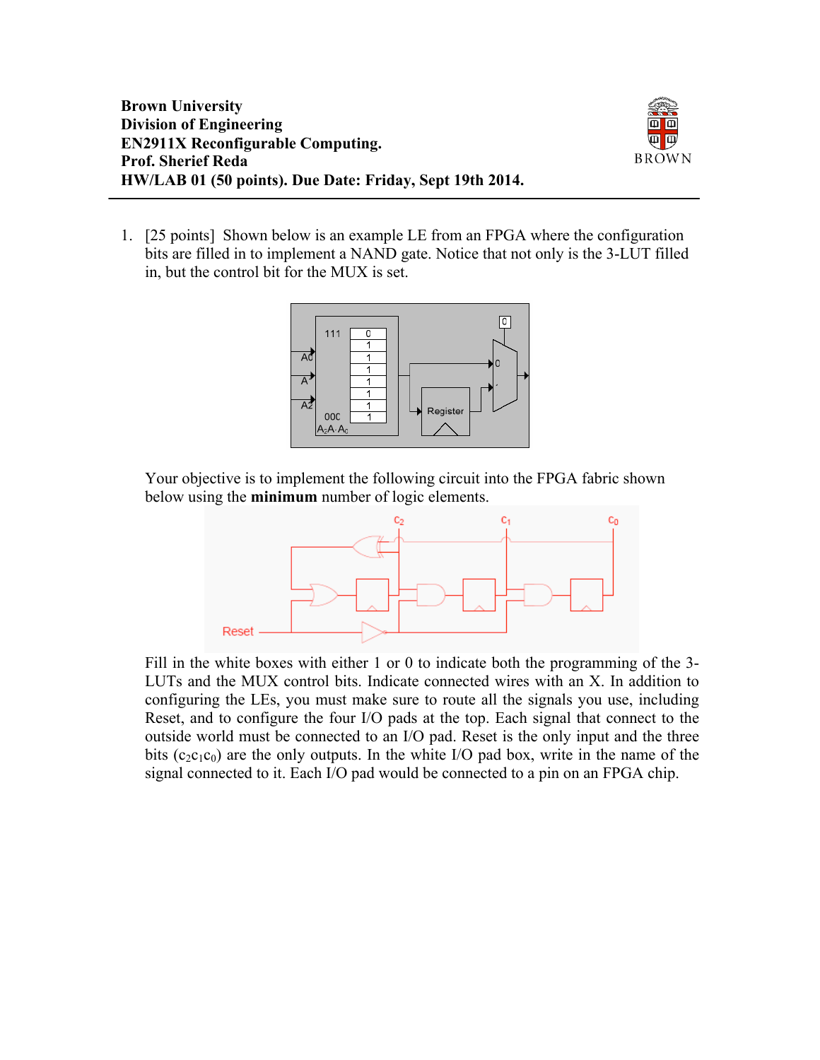**Brown University**
**Division of Engineering**
**EN2911X Reconfigurable Computing.**
**Prof. Sherief Reda**
**HW/LAB 01 (50 points). Due Date: Friday, Sept 19th 2014.**

1. [25 points] Shown below is an example LE from an FPGA where the configuration bits are filled in to implement a NAND gate. Notice that not only is the 3-LUT filled in, but the control bit for the MUX is set.

   Your objective is to implement the following circuit into the FPGA fabric shown below using the **minimum** number of logic elements.

   Fill in the white boxes with either 1 or 0 to indicate both the programming of the 3-LUTs and the MUX control bits. Indicate connected wires with an X. In addition to configuring the LEs, you must make sure to route all the signals you use, including Reset, and to configure the four I/O pads at the top. Each signal that connect to the outside world must be connected to an I/O pad. Reset is the only input and the three bits ($c_2c_1c_0$) are the only outputs. In the white I/O pad box, write in the name of the signal connected to it. Each I/O pad would be connected to a pin on an FPGA chip.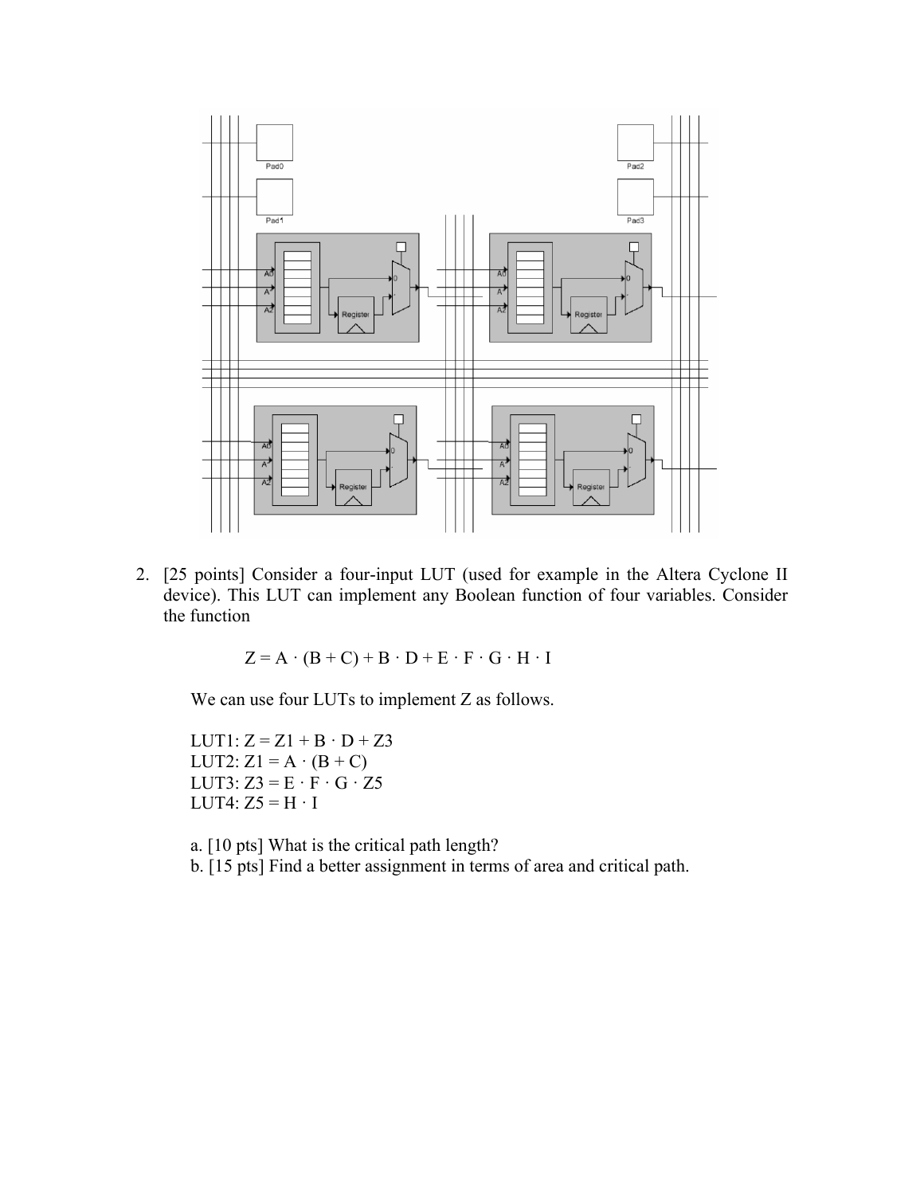Pad0

Pad2

Pad1

Pad3

A0

A1

A2

Register

A0

A1

A2

Register

A0

A1

A2

Register

A0

A1

A2

Register

2. [25 points] Consider a four-input LUT (used for example in the Altera Cyclone II device). This LUT can implement any Boolean function of four variables. Consider the function

$$Z = A \cdot (B + C) + B \cdot D + E \cdot F \cdot G \cdot H \cdot I$$

We can use four LUTs to implement Z as follows.

LUT1: $Z = Z1 + B \cdot D + Z3$
LUT2: $Z1 = A \cdot (B + C)$
LUT3: $Z3 = E \cdot F \cdot G \cdot Z5$
LUT4: $Z5 = H \cdot I$

a. [10 pts] What is the critical path length?
b. [15 pts] Find a better assignment in terms of area and critical path.